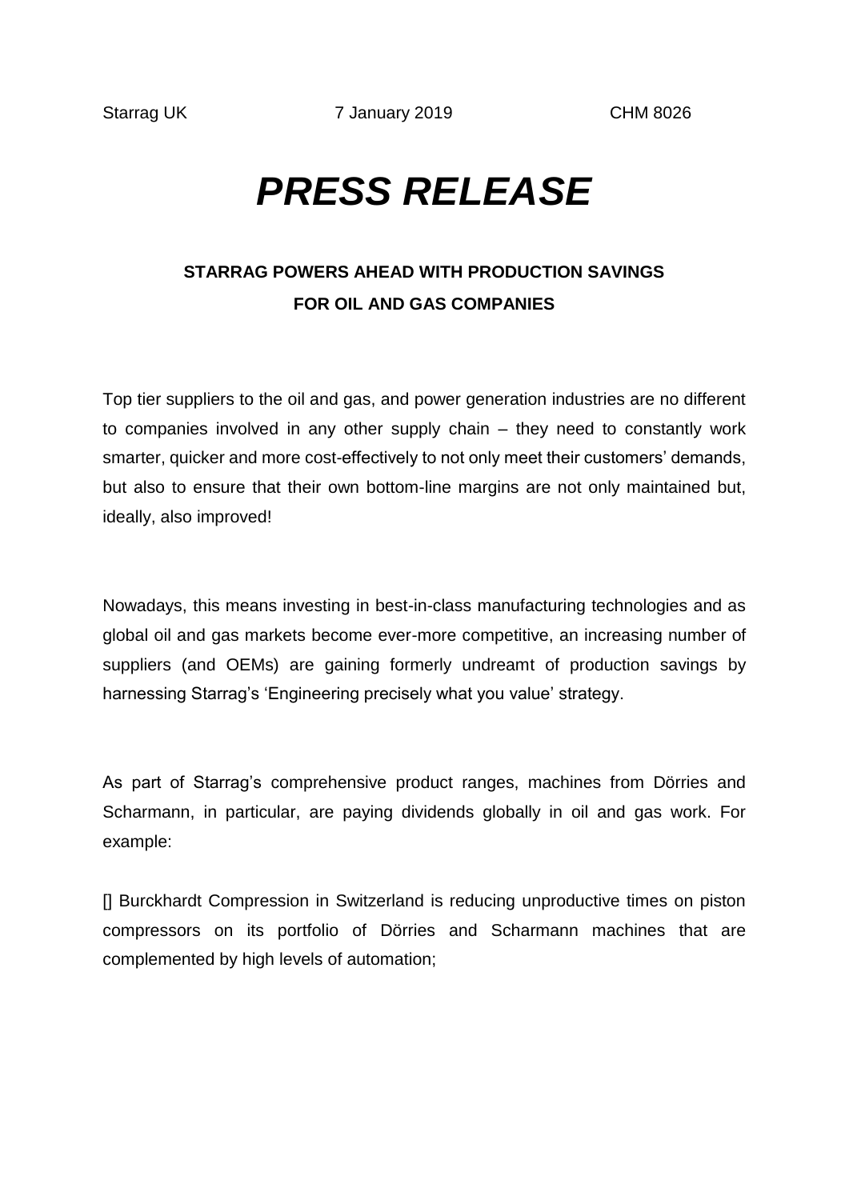Starrag UK 7 January 2019 CHM 8026

# *PRESS RELEASE*

**STARRAG POWERS AHEAD WITH PRODUCTION SAVINGS FOR OIL AND GAS COMPANIES**

Top tier suppliers to the oil and gas, and power generation industries are no different to companies involved in any other supply chain – they need to constantly work smarter, quicker and more cost-effectively to not only meet their customers' demands, but also to ensure that their own bottom-line margins are not only maintained but, ideally, also improved!

Nowadays, this means investing in best-in-class manufacturing technologies and as global oil and gas markets become ever-more competitive, an increasing number of suppliers (and OEMs) are gaining formerly undreamt of production savings by harnessing Starrag's 'Engineering precisely what you value' strategy.

As part of Starrag's comprehensive product ranges, machines from Dörries and Scharmann, in particular, are paying dividends globally in oil and gas work. For example:

[] Burckhardt Compression in Switzerland is reducing unproductive times on piston compressors on its portfolio of Dörries and Scharmann machines that are complemented by high levels of automation;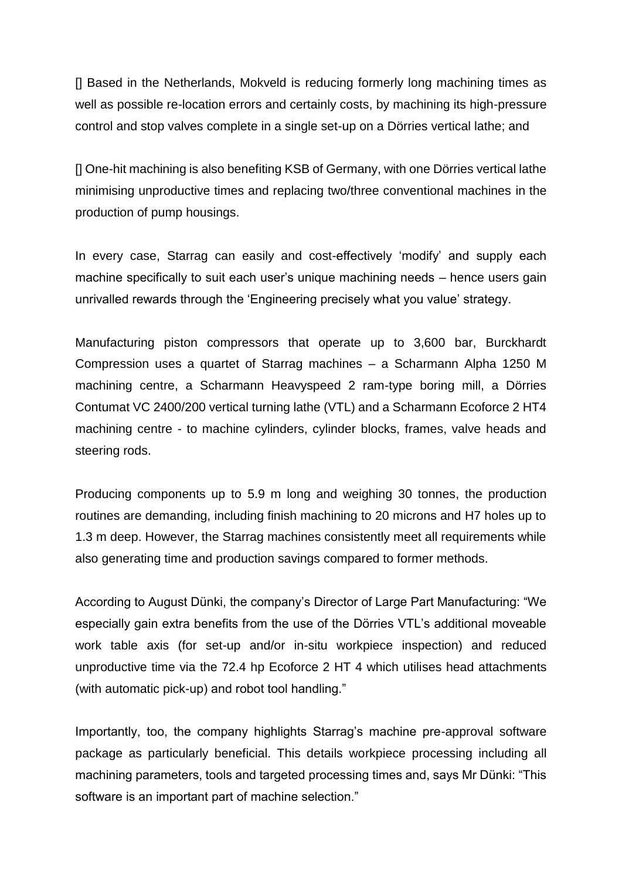[] Based in the Netherlands, Mokveld is reducing formerly long machining times as well as possible re-location errors and certainly costs, by machining its high-pressure control and stop valves complete in a single set-up on a Dörries vertical lathe; and

[] One-hit machining is also benefiting KSB of Germany, with one Dörries vertical lathe minimising unproductive times and replacing two/three conventional machines in the production of pump housings.

In every case, Starrag can easily and cost-effectively 'modify' and supply each machine specifically to suit each user's unique machining needs – hence users gain unrivalled rewards through the 'Engineering precisely what you value' strategy.

Manufacturing piston compressors that operate up to 3,600 bar, Burckhardt Compression uses a quartet of Starrag machines – a Scharmann Alpha 1250 M machining centre, a Scharmann Heavyspeed 2 ram-type boring mill, a Dörries Contumat VC 2400/200 vertical turning lathe (VTL) and a Scharmann Ecoforce 2 HT4 machining centre - to machine cylinders, cylinder blocks, frames, valve heads and steering rods.

Producing components up to 5.9 m long and weighing 30 tonnes, the production routines are demanding, including finish machining to 20 microns and H7 holes up to 1.3 m deep. However, the Starrag machines consistently meet all requirements while also generating time and production savings compared to former methods.

According to August Dünki, the company's Director of Large Part Manufacturing: "We especially gain extra benefits from the use of the Dörries VTL's additional moveable work table axis (for set-up and/or in-situ workpiece inspection) and reduced unproductive time via the 72.4 hp Ecoforce 2 HT 4 which utilises head attachments (with automatic pick-up) and robot tool handling."

Importantly, too, the company highlights Starrag's machine pre-approval software package as particularly beneficial. This details workpiece processing including all machining parameters, tools and targeted processing times and, says Mr Dünki: "This software is an important part of machine selection."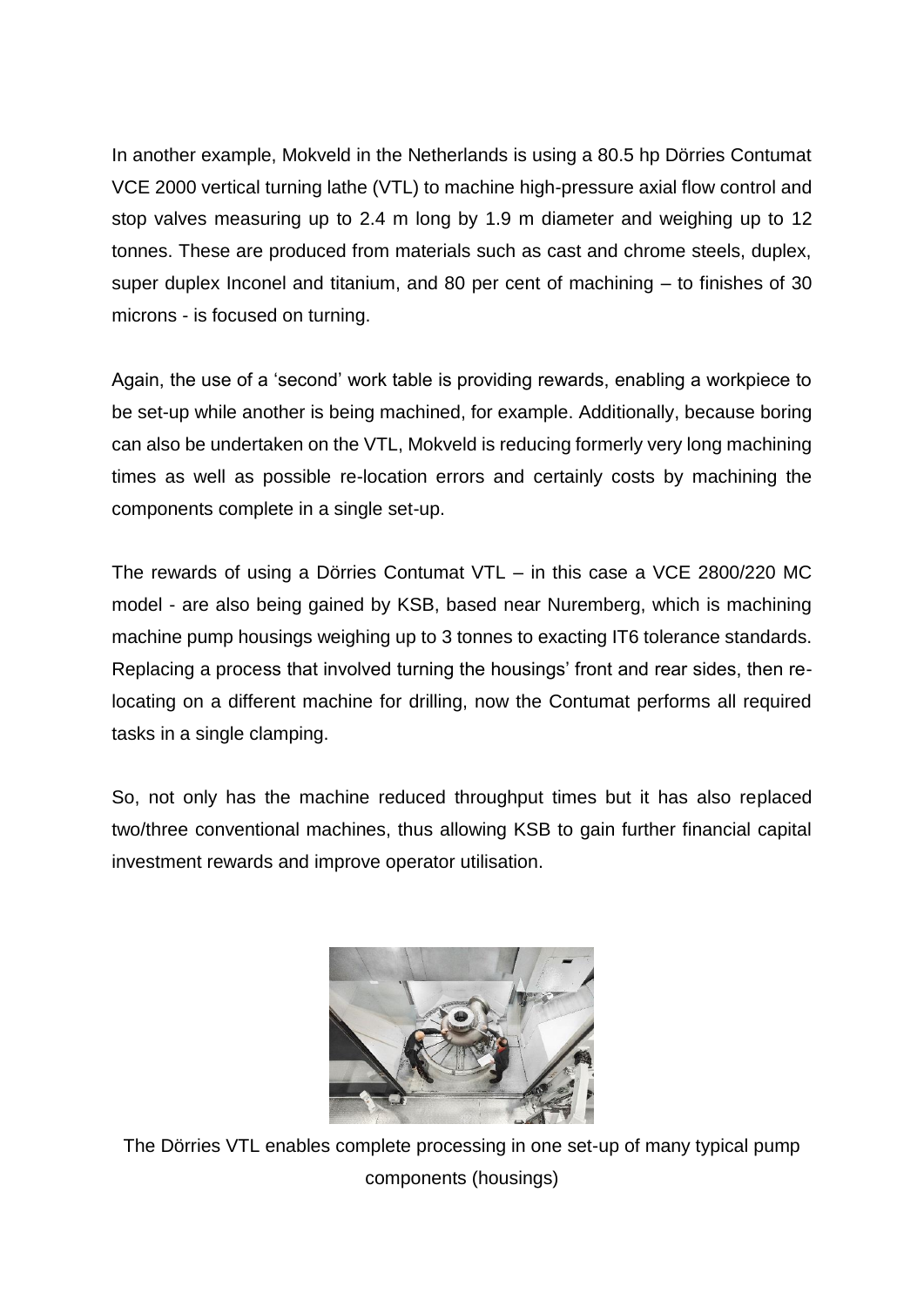In another example, Mokveld in the Netherlands is using a 80.5 hp Dörries Contumat VCE 2000 vertical turning lathe (VTL) to machine high-pressure axial flow control and stop valves measuring up to 2.4 m long by 1.9 m diameter and weighing up to 12 tonnes. These are produced from materials such as cast and chrome steels, duplex, super duplex Inconel and titanium, and 80 per cent of machining – to finishes of 30 microns - is focused on turning.

Again, the use of a 'second' work table is providing rewards, enabling a workpiece to be set-up while another is being machined, for example. Additionally, because boring can also be undertaken on the VTL, Mokveld is reducing formerly very long machining times as well as possible re-location errors and certainly costs by machining the components complete in a single set-up.

The rewards of using a Dörries Contumat VTL – in this case a VCE 2800/220 MC model - are also being gained by KSB, based near Nuremberg, which is machining machine pump housings weighing up to 3 tonnes to exacting IT6 tolerance standards. Replacing a process that involved turning the housings' front and rear sides, then re-locating on a different machine for drilling, now the Contumat performs all required tasks in a single clamping.

So, not only has the machine reduced throughput times but it has also replaced two/three conventional machines, thus allowing KSB to gain further financial capital investment rewards and improve operator utilisation.

The Dörries VTL enables complete processing in one set-up of many typical pump components (housings)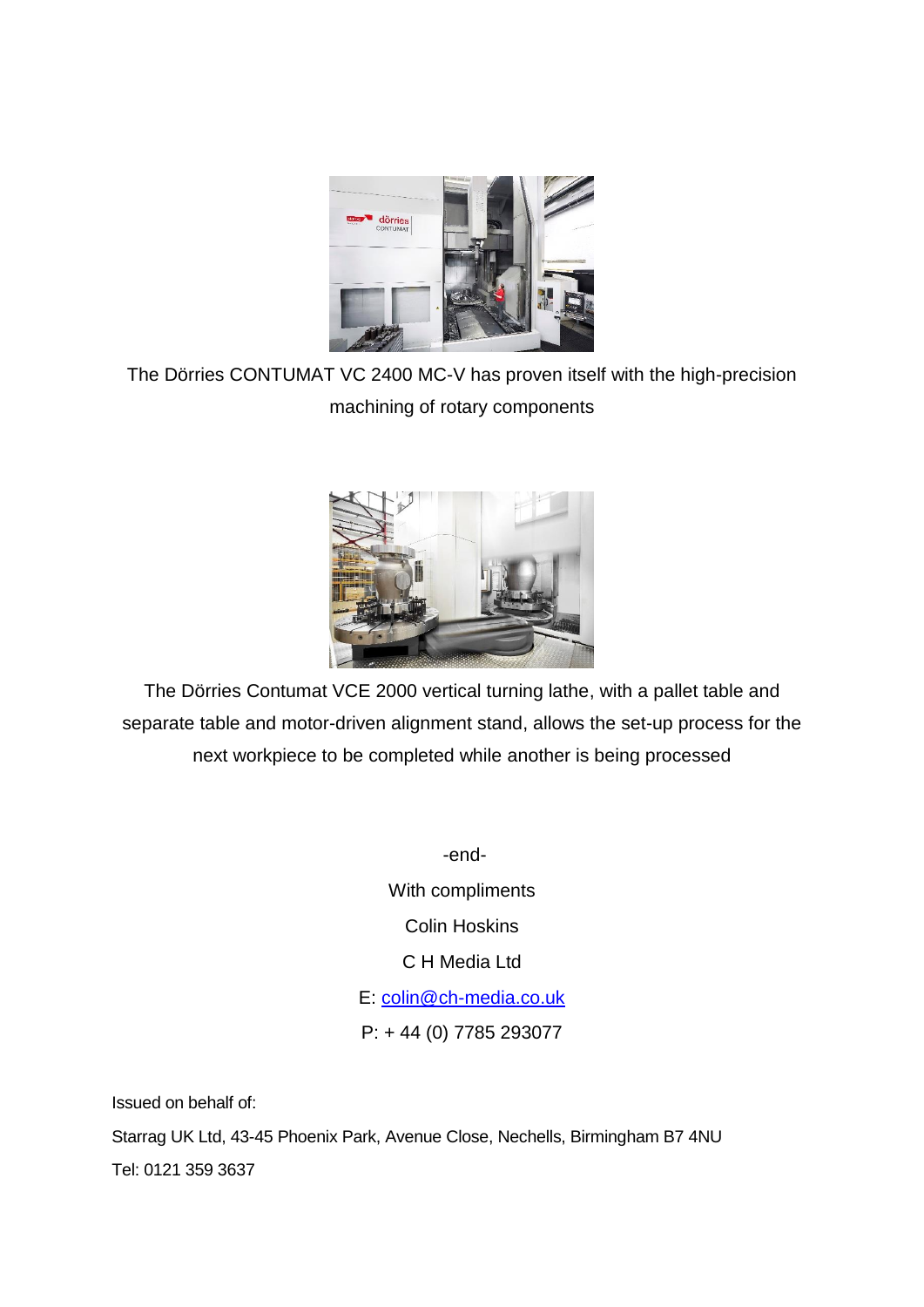The Dörries CONTUMAT VC 2400 MC-V has proven itself with the high-precision machining of rotary components

The Dörries Contumat VCE 2000 vertical turning lathe, with a pallet table and separate table and motor-driven alignment stand, allows the set-up process for the next workpiece to be completed while another is being processed

-end-

With compliments

Colin Hoskins

C H Media Ltd

E: colin@ch-media.co.uk

P: + 44 (0) 7785 293077

Issued on behalf of:

Starrag UK Ltd, 43-45 Phoenix Park, Avenue Close, Nechells, Birmingham B7 4NU

Tel: 0121 359 3637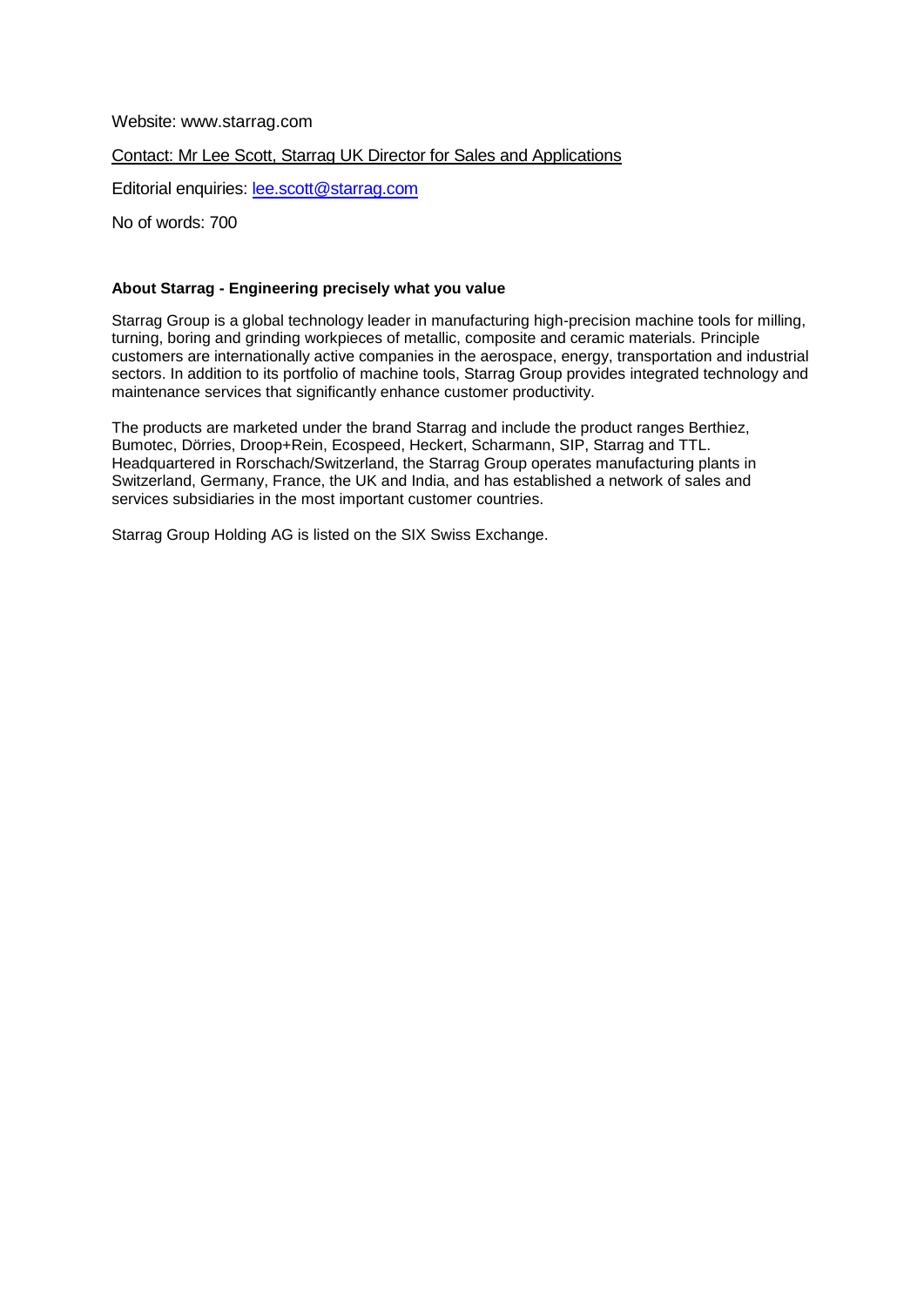Website: www.starrag.com

Contact: Mr Lee Scott, Starrag UK Director for Sales and Applications

Editorial enquiries: lee.scott@starrag.com

No of words: 700

**About Starrag - Engineering precisely what you value**

Starrag Group is a global technology leader in manufacturing high-precision machine tools for milling, turning, boring and grinding workpieces of metallic, composite and ceramic materials. Principle customers are internationally active companies in the aerospace, energy, transportation and industrial sectors. In addition to its portfolio of machine tools, Starrag Group provides integrated technology and maintenance services that significantly enhance customer productivity.

The products are marketed under the brand Starrag and include the product ranges Berthiez, Bumotec, Dörries, Droop+Rein, Ecospeed, Heckert, Scharmann, SIP, Starrag and TTL. Headquartered in Rorschach/Switzerland, the Starrag Group operates manufacturing plants in Switzerland, Germany, France, the UK and India, and has established a network of sales and services subsidiaries in the most important customer countries.

Starrag Group Holding AG is listed on the SIX Swiss Exchange.